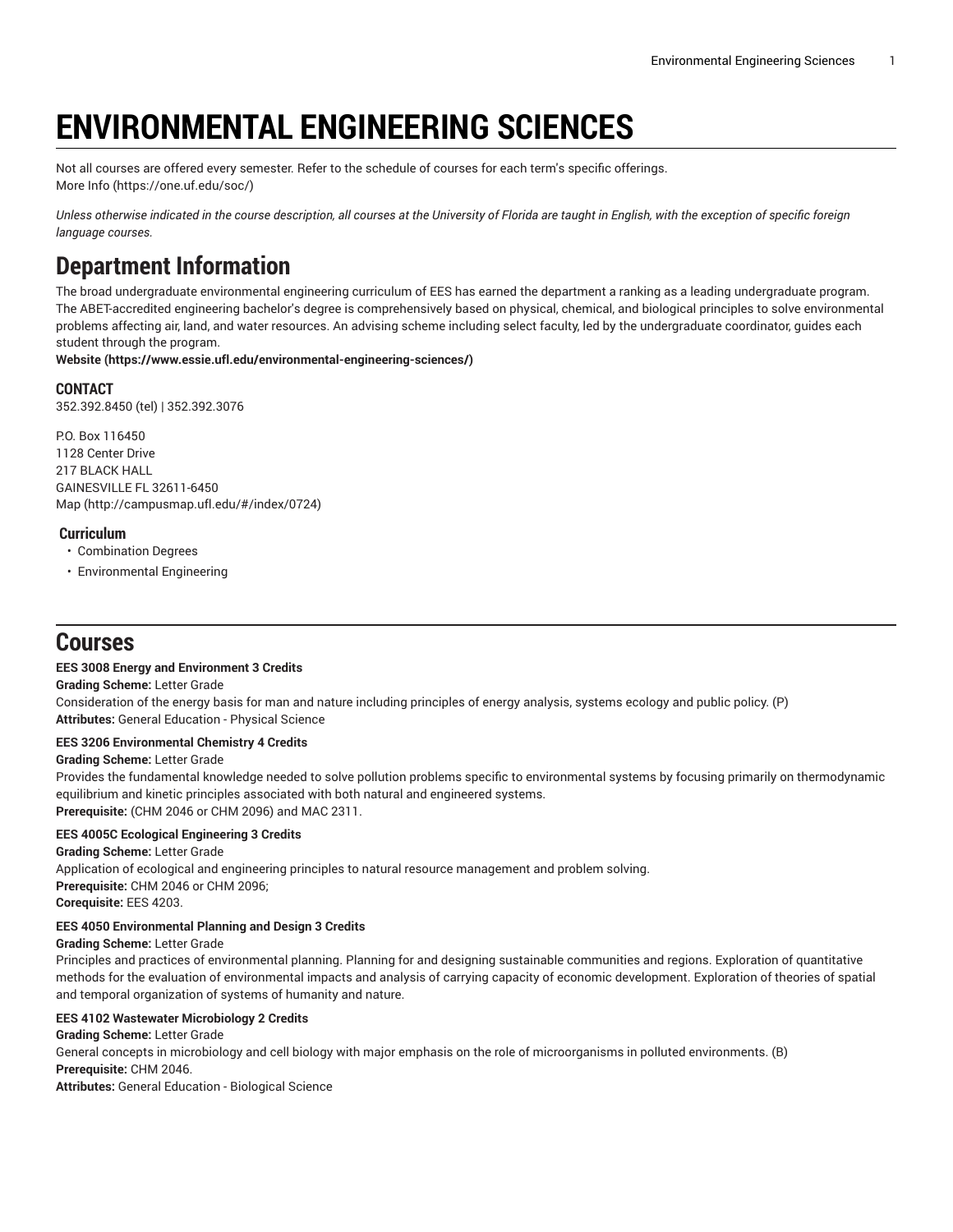# ENVIRONMENTAL ENGINEERING SCIENCES

Not all courses are offered every semester. Refer to the schedule of courses for each term's specific offerings.
More Info (https://one.uf.edu/soc/)

*Unless otherwise indicated in the course description, all courses at the University of Florida are taught in English, with the exception of specific foreign language courses.*

## Department Information

The broad undergraduate environmental engineering curriculum of EES has earned the department a ranking as a leading undergraduate program. The ABET-accredited engineering bachelor's degree is comprehensively based on physical, chemical, and biological principles to solve environmental problems affecting air, land, and water resources. An advising scheme including select faculty, led by the undergraduate coordinator, guides each student through the program.
**Website (https://www.essie.ufl.edu/environmental-engineering-sciences/)**

### CONTACT

352.392.8450 (tel) | 352.392.3076

P.O. Box 116450
1128 Center Drive
217 BLACK HALL
GAINESVILLE FL 32611-6450
Map (http://campusmap.ufl.edu/#/index/0724)

#### Curriculum

- Combination Degrees
- Environmental Engineering

## Courses

**EES 3008 Energy and Environment 3 Credits**
**Grading Scheme:** Letter Grade
Consideration of the energy basis for man and nature including principles of energy analysis, systems ecology and public policy. (P)
**Attributes:** General Education - Physical Science

**EES 3206 Environmental Chemistry 4 Credits**
**Grading Scheme:** Letter Grade
Provides the fundamental knowledge needed to solve pollution problems specific to environmental systems by focusing primarily on thermodynamic equilibrium and kinetic principles associated with both natural and engineered systems.
**Prerequisite:** (CHM 2046 or CHM 2096) and MAC 2311.

**EES 4005C Ecological Engineering 3 Credits**
**Grading Scheme:** Letter Grade
Application of ecological and engineering principles to natural resource management and problem solving.
**Prerequisite:** CHM 2046 or CHM 2096;
**Corequisite:** EES 4203.

**EES 4050 Environmental Planning and Design 3 Credits**
**Grading Scheme:** Letter Grade
Principles and practices of environmental planning. Planning for and designing sustainable communities and regions. Exploration of quantitative methods for the evaluation of environmental impacts and analysis of carrying capacity of economic development. Exploration of theories of spatial and temporal organization of systems of humanity and nature.

**EES 4102 Wastewater Microbiology 2 Credits**
**Grading Scheme:** Letter Grade
General concepts in microbiology and cell biology with major emphasis on the role of microorganisms in polluted environments. (B)
**Prerequisite:** CHM 2046.
**Attributes:** General Education - Biological Science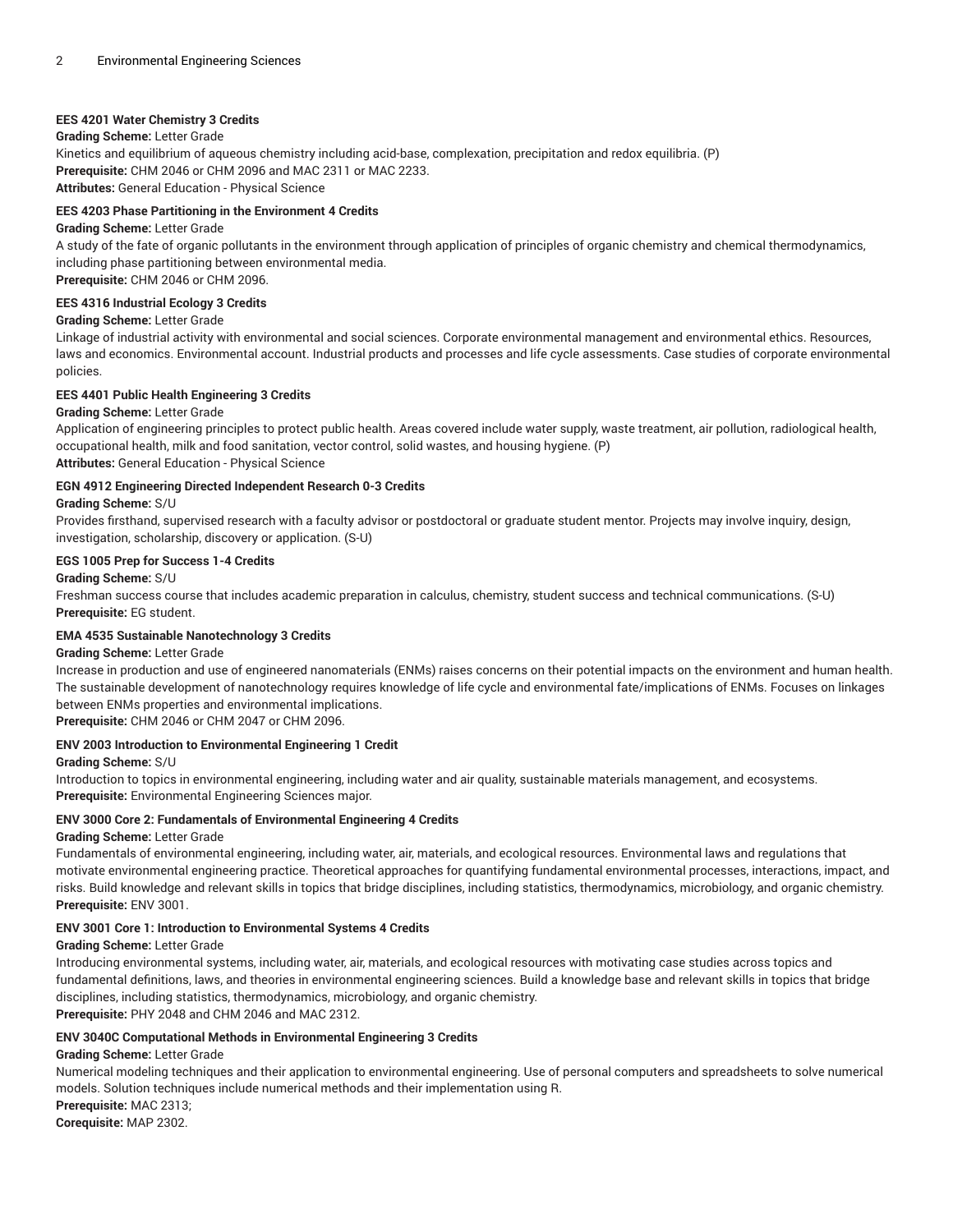#### EES 4201 Water Chemistry 3 Credits

**Grading Scheme:** Letter Grade

Kinetics and equilibrium of aqueous chemistry including acid-base, complexation, precipitation and redox equilibria. (P)

**Prerequisite:** CHM 2046 or CHM 2096 and MAC 2311 or MAC 2233.

**Attributes:** General Education - Physical Science

#### EES 4203 Phase Partitioning in the Environment 4 Credits

**Grading Scheme:** Letter Grade

A study of the fate of organic pollutants in the environment through application of principles of organic chemistry and chemical thermodynamics, including phase partitioning between environmental media.

**Prerequisite:** CHM 2046 or CHM 2096.

#### EES 4316 Industrial Ecology 3 Credits

**Grading Scheme:** Letter Grade

Linkage of industrial activity with environmental and social sciences. Corporate environmental management and environmental ethics. Resources, laws and economics. Environmental account. Industrial products and processes and life cycle assessments. Case studies of corporate environmental policies.

#### EES 4401 Public Health Engineering 3 Credits

**Grading Scheme:** Letter Grade

Application of engineering principles to protect public health. Areas covered include water supply, waste treatment, air pollution, radiological health, occupational health, milk and food sanitation, vector control, solid wastes, and housing hygiene. (P)

**Attributes:** General Education - Physical Science

#### EGN 4912 Engineering Directed Independent Research 0-3 Credits

**Grading Scheme:** S/U

Provides firsthand, supervised research with a faculty advisor or postdoctoral or graduate student mentor. Projects may involve inquiry, design, investigation, scholarship, discovery or application. (S-U)

#### EGS 1005 Prep for Success 1-4 Credits

**Grading Scheme:** S/U

Freshman success course that includes academic preparation in calculus, chemistry, student success and technical communications. (S-U)

**Prerequisite:** EG student.

#### EMA 4535 Sustainable Nanotechnology 3 Credits

**Grading Scheme:** Letter Grade

Increase in production and use of engineered nanomaterials (ENMs) raises concerns on their potential impacts on the environment and human health. The sustainable development of nanotechnology requires knowledge of life cycle and environmental fate/implications of ENMs. Focuses on linkages between ENMs properties and environmental implications.

**Prerequisite:** CHM 2046 or CHM 2047 or CHM 2096.

#### ENV 2003 Introduction to Environmental Engineering 1 Credit

**Grading Scheme:** S/U

Introduction to topics in environmental engineering, including water and air quality, sustainable materials management, and ecosystems.

**Prerequisite:** Environmental Engineering Sciences major.

#### ENV 3000 Core 2: Fundamentals of Environmental Engineering 4 Credits

**Grading Scheme:** Letter Grade

Fundamentals of environmental engineering, including water, air, materials, and ecological resources. Environmental laws and regulations that motivate environmental engineering practice. Theoretical approaches for quantifying fundamental environmental processes, interactions, impact, and risks. Build knowledge and relevant skills in topics that bridge disciplines, including statistics, thermodynamics, microbiology, and organic chemistry.

**Prerequisite:** ENV 3001.

#### ENV 3001 Core 1: Introduction to Environmental Systems 4 Credits

**Grading Scheme:** Letter Grade

Introducing environmental systems, including water, air, materials, and ecological resources with motivating case studies across topics and fundamental definitions, laws, and theories in environmental engineering sciences. Build a knowledge base and relevant skills in topics that bridge disciplines, including statistics, thermodynamics, microbiology, and organic chemistry.

**Prerequisite:** PHY 2048 and CHM 2046 and MAC 2312.

#### ENV 3040C Computational Methods in Environmental Engineering 3 Credits

**Grading Scheme:** Letter Grade

Numerical modeling techniques and their application to environmental engineering. Use of personal computers and spreadsheets to solve numerical models. Solution techniques include numerical methods and their implementation using R.

**Prerequisite:** MAC 2313;

**Corequisite:** MAP 2302.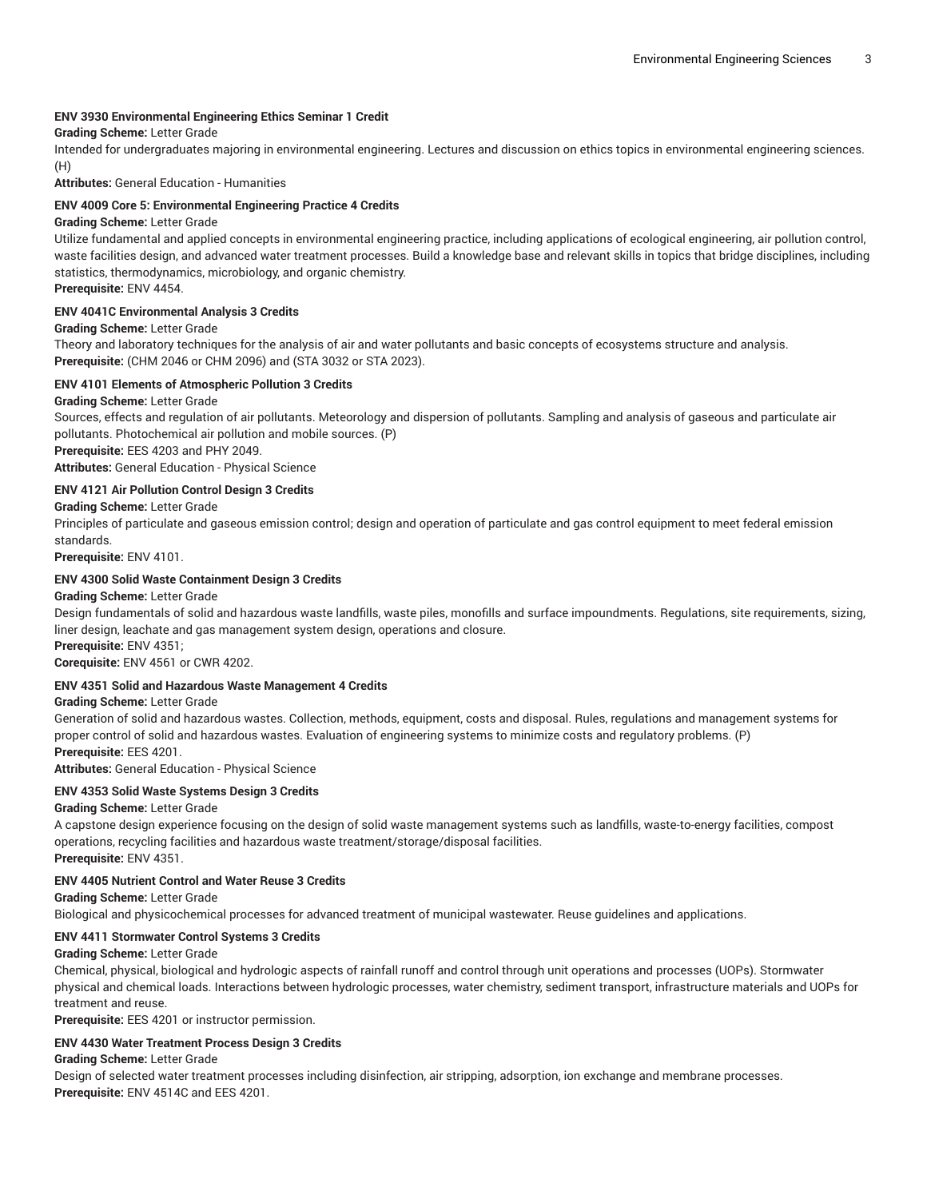**ENV 3930 Environmental Engineering Ethics Seminar 1 Credit**

**Grading Scheme:** Letter Grade

Intended for undergraduates majoring in environmental engineering. Lectures and discussion on ethics topics in environmental engineering sciences. (H)

**Attributes:** General Education - Humanities

**ENV 4009 Core 5: Environmental Engineering Practice 4 Credits**

**Grading Scheme:** Letter Grade

Utilize fundamental and applied concepts in environmental engineering practice, including applications of ecological engineering, air pollution control, waste facilities design, and advanced water treatment processes. Build a knowledge base and relevant skills in topics that bridge disciplines, including statistics, thermodynamics, microbiology, and organic chemistry.

**Prerequisite:** ENV 4454.

**ENV 4041C Environmental Analysis 3 Credits**

**Grading Scheme:** Letter Grade

Theory and laboratory techniques for the analysis of air and water pollutants and basic concepts of ecosystems structure and analysis.

**Prerequisite:** (CHM 2046 or CHM 2096) and (STA 3032 or STA 2023).

**ENV 4101 Elements of Atmospheric Pollution 3 Credits**

**Grading Scheme:** Letter Grade

Sources, effects and regulation of air pollutants. Meteorology and dispersion of pollutants. Sampling and analysis of gaseous and particulate air pollutants. Photochemical air pollution and mobile sources. (P)

**Prerequisite:** EES 4203 and PHY 2049.

**Attributes:** General Education - Physical Science

**ENV 4121 Air Pollution Control Design 3 Credits**

**Grading Scheme:** Letter Grade

Principles of particulate and gaseous emission control; design and operation of particulate and gas control equipment to meet federal emission standards.

**Prerequisite:** ENV 4101.

**ENV 4300 Solid Waste Containment Design 3 Credits**

**Grading Scheme:** Letter Grade

Design fundamentals of solid and hazardous waste landfills, waste piles, monofills and surface impoundments. Regulations, site requirements, sizing, liner design, leachate and gas management system design, operations and closure.

**Prerequisite:** ENV 4351;

**Corequisite:** ENV 4561 or CWR 4202.

**ENV 4351 Solid and Hazardous Waste Management 4 Credits**

**Grading Scheme:** Letter Grade

Generation of solid and hazardous wastes. Collection, methods, equipment, costs and disposal. Rules, regulations and management systems for proper control of solid and hazardous wastes. Evaluation of engineering systems to minimize costs and regulatory problems. (P)

**Prerequisite:** EES 4201.

**Attributes:** General Education - Physical Science

**ENV 4353 Solid Waste Systems Design 3 Credits**

**Grading Scheme:** Letter Grade

A capstone design experience focusing on the design of solid waste management systems such as landfills, waste-to-energy facilities, compost operations, recycling facilities and hazardous waste treatment/storage/disposal facilities.

**Prerequisite:** ENV 4351.

**ENV 4405 Nutrient Control and Water Reuse 3 Credits**

**Grading Scheme:** Letter Grade

Biological and physicochemical processes for advanced treatment of municipal wastewater. Reuse guidelines and applications.

**ENV 4411 Stormwater Control Systems 3 Credits**

**Grading Scheme:** Letter Grade

Chemical, physical, biological and hydrologic aspects of rainfall runoff and control through unit operations and processes (UOPs). Stormwater physical and chemical loads. Interactions between hydrologic processes, water chemistry, sediment transport, infrastructure materials and UOPs for treatment and reuse.

**Prerequisite:** EES 4201 or instructor permission.

**ENV 4430 Water Treatment Process Design 3 Credits**

**Grading Scheme:** Letter Grade

Design of selected water treatment processes including disinfection, air stripping, adsorption, ion exchange and membrane processes.

**Prerequisite:** ENV 4514C and EES 4201.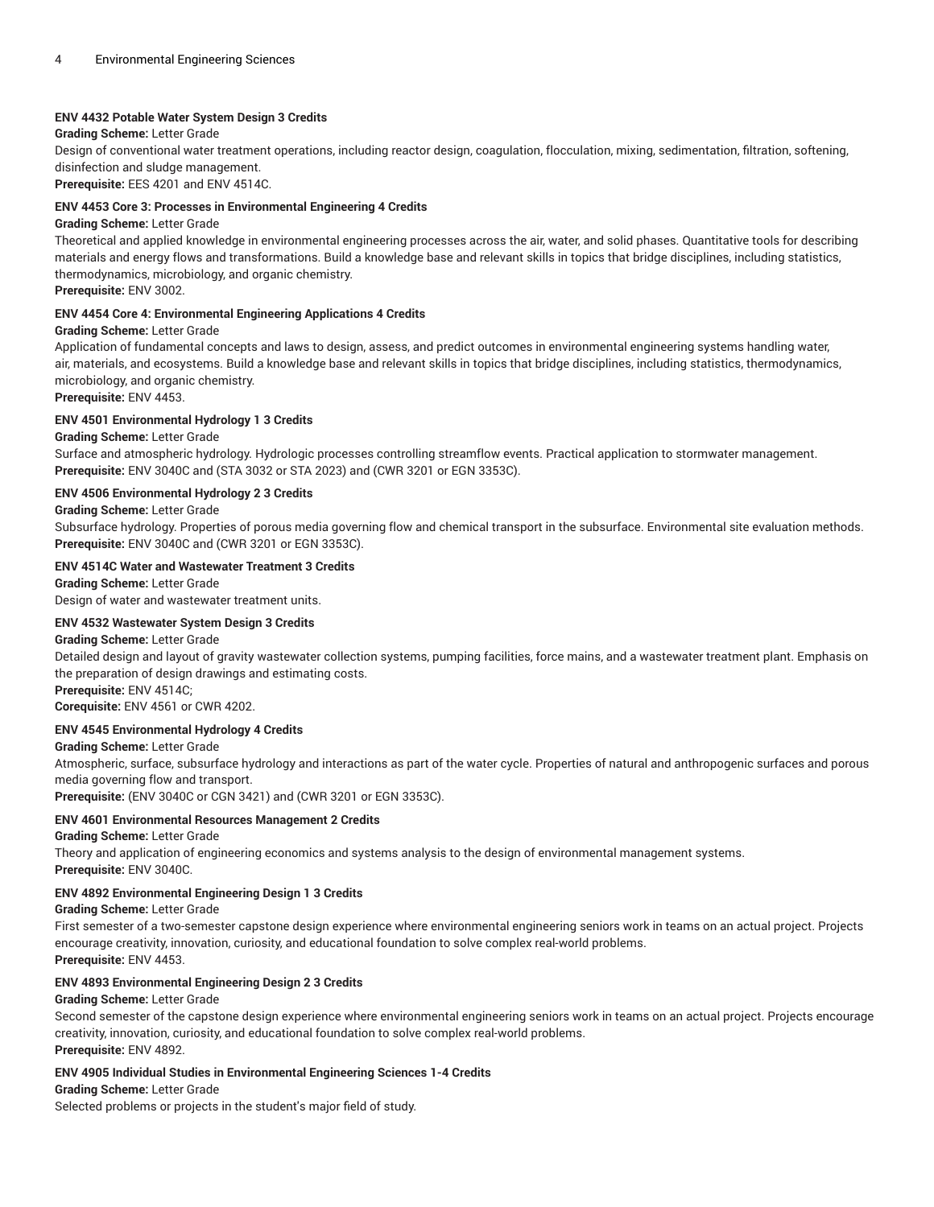**ENV 4432 Potable Water System Design 3 Credits**

**Grading Scheme:** Letter Grade

Design of conventional water treatment operations, including reactor design, coagulation, flocculation, mixing, sedimentation, filtration, softening, disinfection and sludge management.

**Prerequisite:** EES 4201 and ENV 4514C.

**ENV 4453 Core 3: Processes in Environmental Engineering 4 Credits**

**Grading Scheme:** Letter Grade

Theoretical and applied knowledge in environmental engineering processes across the air, water, and solid phases. Quantitative tools for describing materials and energy flows and transformations. Build a knowledge base and relevant skills in topics that bridge disciplines, including statistics, thermodynamics, microbiology, and organic chemistry.

**Prerequisite:** ENV 3002.

**ENV 4454 Core 4: Environmental Engineering Applications 4 Credits**

**Grading Scheme:** Letter Grade

Application of fundamental concepts and laws to design, assess, and predict outcomes in environmental engineering systems handling water, air, materials, and ecosystems. Build a knowledge base and relevant skills in topics that bridge disciplines, including statistics, thermodynamics, microbiology, and organic chemistry.

**Prerequisite:** ENV 4453.

**ENV 4501 Environmental Hydrology 1 3 Credits**

**Grading Scheme:** Letter Grade

Surface and atmospheric hydrology. Hydrologic processes controlling streamflow events. Practical application to stormwater management.

**Prerequisite:** ENV 3040C and (STA 3032 or STA 2023) and (CWR 3201 or EGN 3353C).

**ENV 4506 Environmental Hydrology 2 3 Credits**

**Grading Scheme:** Letter Grade

Subsurface hydrology. Properties of porous media governing flow and chemical transport in the subsurface. Environmental site evaluation methods.

**Prerequisite:** ENV 3040C and (CWR 3201 or EGN 3353C).

**ENV 4514C Water and Wastewater Treatment 3 Credits**

**Grading Scheme:** Letter Grade

Design of water and wastewater treatment units.

**ENV 4532 Wastewater System Design 3 Credits**

**Grading Scheme:** Letter Grade

Detailed design and layout of gravity wastewater collection systems, pumping facilities, force mains, and a wastewater treatment plant. Emphasis on the preparation of design drawings and estimating costs.

**Prerequisite:** ENV 4514C;

**Corequisite:** ENV 4561 or CWR 4202.

**ENV 4545 Environmental Hydrology 4 Credits**

**Grading Scheme:** Letter Grade

Atmospheric, surface, subsurface hydrology and interactions as part of the water cycle. Properties of natural and anthropogenic surfaces and porous media governing flow and transport.

**Prerequisite:** (ENV 3040C or CGN 3421) and (CWR 3201 or EGN 3353C).

**ENV 4601 Environmental Resources Management 2 Credits**

**Grading Scheme:** Letter Grade

Theory and application of engineering economics and systems analysis to the design of environmental management systems.

**Prerequisite:** ENV 3040C.

**ENV 4892 Environmental Engineering Design 1 3 Credits**

**Grading Scheme:** Letter Grade

First semester of a two-semester capstone design experience where environmental engineering seniors work in teams on an actual project. Projects encourage creativity, innovation, curiosity, and educational foundation to solve complex real-world problems.

**Prerequisite:** ENV 4453.

**ENV 4893 Environmental Engineering Design 2 3 Credits**

**Grading Scheme:** Letter Grade

Second semester of the capstone design experience where environmental engineering seniors work in teams on an actual project. Projects encourage creativity, innovation, curiosity, and educational foundation to solve complex real-world problems.

**Prerequisite:** ENV 4892.

**ENV 4905 Individual Studies in Environmental Engineering Sciences 1-4 Credits**

**Grading Scheme:** Letter Grade

Selected problems or projects in the student's major field of study.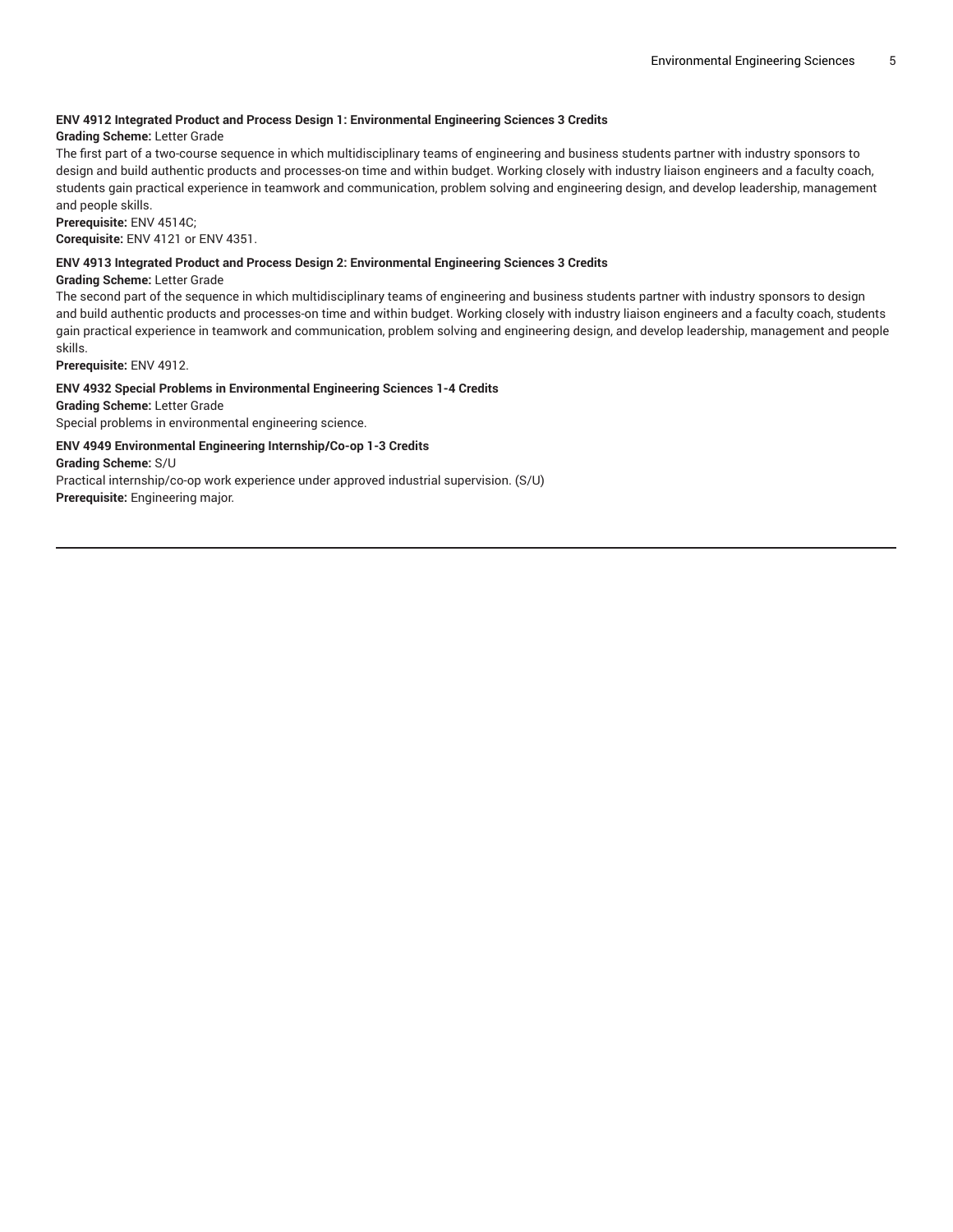**ENV 4912 Integrated Product and Process Design 1: Environmental Engineering Sciences 3 Credits**

**Grading Scheme:** Letter Grade

The first part of a two-course sequence in which multidisciplinary teams of engineering and business students partner with industry sponsors to design and build authentic products and processes-on time and within budget. Working closely with industry liaison engineers and a faculty coach, students gain practical experience in teamwork and communication, problem solving and engineering design, and develop leadership, management and people skills.

**Prerequisite:** ENV 4514C;

**Corequisite:** ENV 4121 or ENV 4351.

**ENV 4913 Integrated Product and Process Design 2: Environmental Engineering Sciences 3 Credits**

**Grading Scheme:** Letter Grade

The second part of the sequence in which multidisciplinary teams of engineering and business students partner with industry sponsors to design and build authentic products and processes-on time and within budget. Working closely with industry liaison engineers and a faculty coach, students gain practical experience in teamwork and communication, problem solving and engineering design, and develop leadership, management and people skills.

**Prerequisite:** ENV 4912.

**ENV 4932 Special Problems in Environmental Engineering Sciences 1-4 Credits**

**Grading Scheme:** Letter Grade

Special problems in environmental engineering science.

**ENV 4949 Environmental Engineering Internship/Co-op 1-3 Credits**

**Grading Scheme:** S/U

Practical internship/co-op work experience under approved industrial supervision. (S/U)

**Prerequisite:** Engineering major.